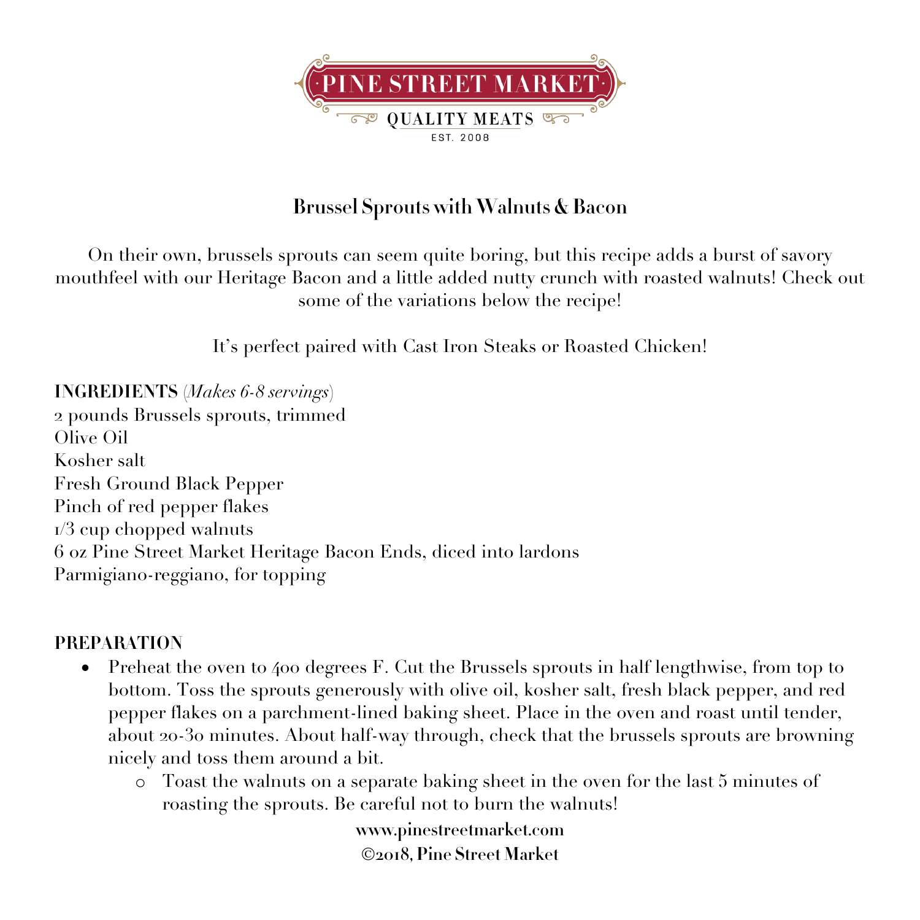PINE STREET MARKET

QUALITY MEATS

EST. 2008

## Brussel Sprouts with Walnuts & Bacon

On their own, brussels sprouts can seem quite boring, but this recipe adds a burst of savory mouthfeel with our Heritage Bacon and a little added nutty crunch with roasted walnuts! Check out some of the variations below the recipe!

It's perfect paired with Cast Iron Steaks or Roasted Chicken!

**INGREDIENTS** (*Makes 6-8 servings*)
2 pounds Brussels sprouts, trimmed
Olive Oil
Kosher salt
Fresh Ground Black Pepper
Pinch of red pepper flakes
1/3 cup chopped walnuts
6 oz Pine Street Market Heritage Bacon Ends, diced into lardons
Parmigiano-reggiano, for topping

**PREPARATION**

- Preheat the oven to 400 degrees F. Cut the Brussels sprouts in half lengthwise, from top to bottom. Toss the sprouts generously with olive oil, kosher salt, fresh black pepper, and red pepper flakes on a parchment-lined baking sheet. Place in the oven and roast until tender, about 20-30 minutes. About half-way through, check that the brussels sprouts are browning nicely and toss them around a bit.
  - Toast the walnuts on a separate baking sheet in the oven for the last 5 minutes of roasting the sprouts. Be careful not to burn the walnuts!

**www.pinestreetmarket.com**
**©2018, Pine Street Market**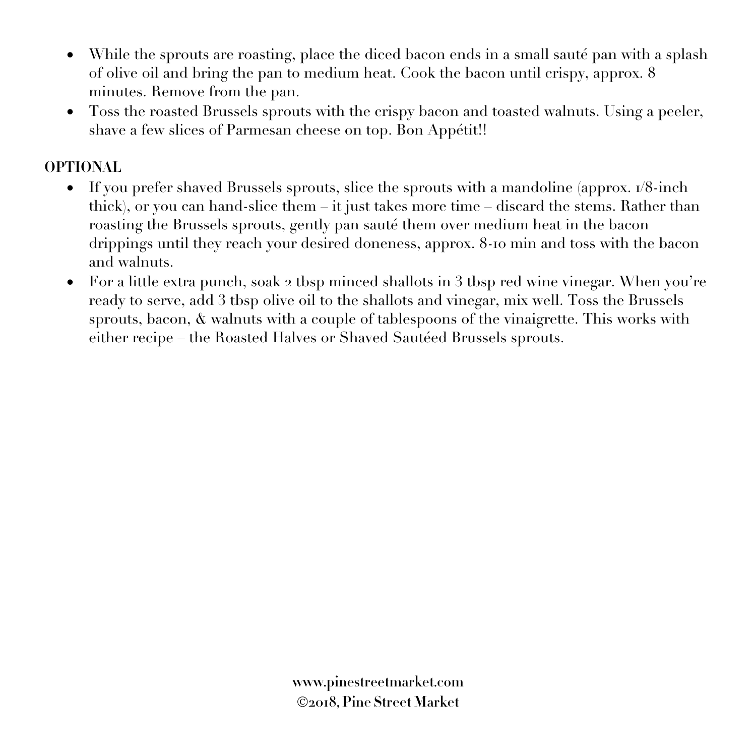- While the sprouts are roasting, place the diced bacon ends in a small sauté pan with a splash of olive oil and bring the pan to medium heat. Cook the bacon until crispy, approx. 8 minutes. Remove from the pan.
- Toss the roasted Brussels sprouts with the crispy bacon and toasted walnuts. Using a peeler, shave a few slices of Parmesan cheese on top. Bon Appétit!!

**OPTIONAL**

- If you prefer shaved Brussels sprouts, slice the sprouts with a mandoline (approx. 1/8-inch thick), or you can hand-slice them – it just takes more time – discard the stems. Rather than roasting the Brussels sprouts, gently pan sauté them over medium heat in the bacon drippings until they reach your desired doneness, approx. 8-10 min and toss with the bacon and walnuts.
- For a little extra punch, soak 2 tbsp minced shallots in 3 tbsp red wine vinegar. When you're ready to serve, add 3 tbsp olive oil to the shallots and vinegar, mix well. Toss the Brussels sprouts, bacon, & walnuts with a couple of tablespoons of the vinaigrette. This works with either recipe – the Roasted Halves or Shaved Sautéed Brussels sprouts.

**www.pinestreetmarket.com**
**©2018, Pine Street Market**